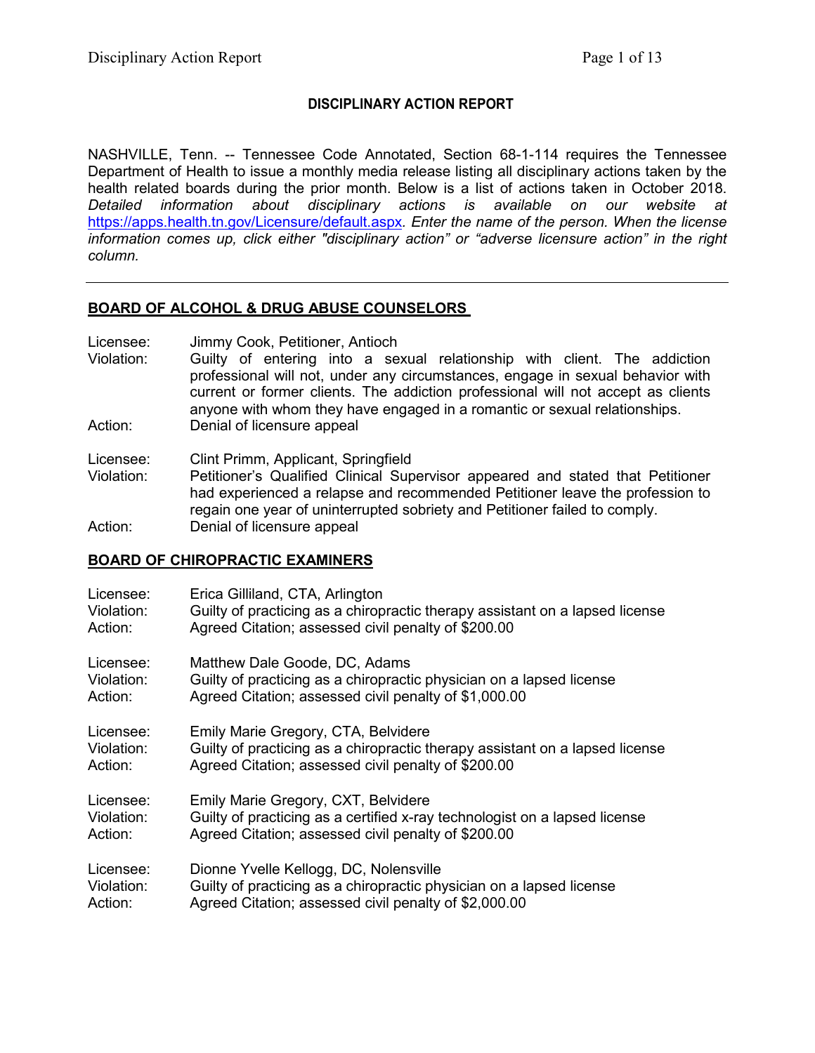# DISCIPLINARY ACTION REPORT

NASHVILLE, Tenn. -- Tennessee Code Annotated, Section 68-1-114 requires the Tennessee Department of Health to issue a monthly media release listing all disciplinary actions taken by the health related boards during the prior month. Below is a list of actions taken in October 2018. *Detailed information about disciplinary actions is available on our website at* https://apps.health.tn.gov/Licensure/default.aspx*. Enter the name of the person. When the license information comes up, click either "disciplinary action" or "adverse licensure action" in the right column.*

---

## BOARD OF ALCOHOL & DRUG ABUSE COUNSELORS

Licensee: Jimmy Cook, Petitioner, Antioch
Violation: Guilty of entering into a sexual relationship with client. The addiction professional will not, under any circumstances, engage in sexual behavior with current or former clients. The addiction professional will not accept as clients anyone with whom they have engaged in a romantic or sexual relationships.
Action: Denial of licensure appeal

Licensee: Clint Primm, Applicant, Springfield
Violation: Petitioner's Qualified Clinical Supervisor appeared and stated that Petitioner had experienced a relapse and recommended Petitioner leave the profession to regain one year of uninterrupted sobriety and Petitioner failed to comply.
Action: Denial of licensure appeal

## BOARD OF CHIROPRACTIC EXAMINERS

Licensee: Erica Gilliland, CTA, Arlington
Violation: Guilty of practicing as a chiropractic therapy assistant on a lapsed license
Action: Agreed Citation; assessed civil penalty of $200.00

Licensee: Matthew Dale Goode, DC, Adams
Violation: Guilty of practicing as a chiropractic physician on a lapsed license
Action: Agreed Citation; assessed civil penalty of $1,000.00

Licensee: Emily Marie Gregory, CTA, Belvidere
Violation: Guilty of practicing as a chiropractic therapy assistant on a lapsed license
Action: Agreed Citation; assessed civil penalty of $200.00

Licensee: Emily Marie Gregory, CXT, Belvidere
Violation: Guilty of practicing as a certified x-ray technologist on a lapsed license
Action: Agreed Citation; assessed civil penalty of $200.00

Licensee: Dionne Yvelle Kellogg, DC, Nolensville
Violation: Guilty of practicing as a chiropractic physician on a lapsed license
Action: Agreed Citation; assessed civil penalty of $2,000.00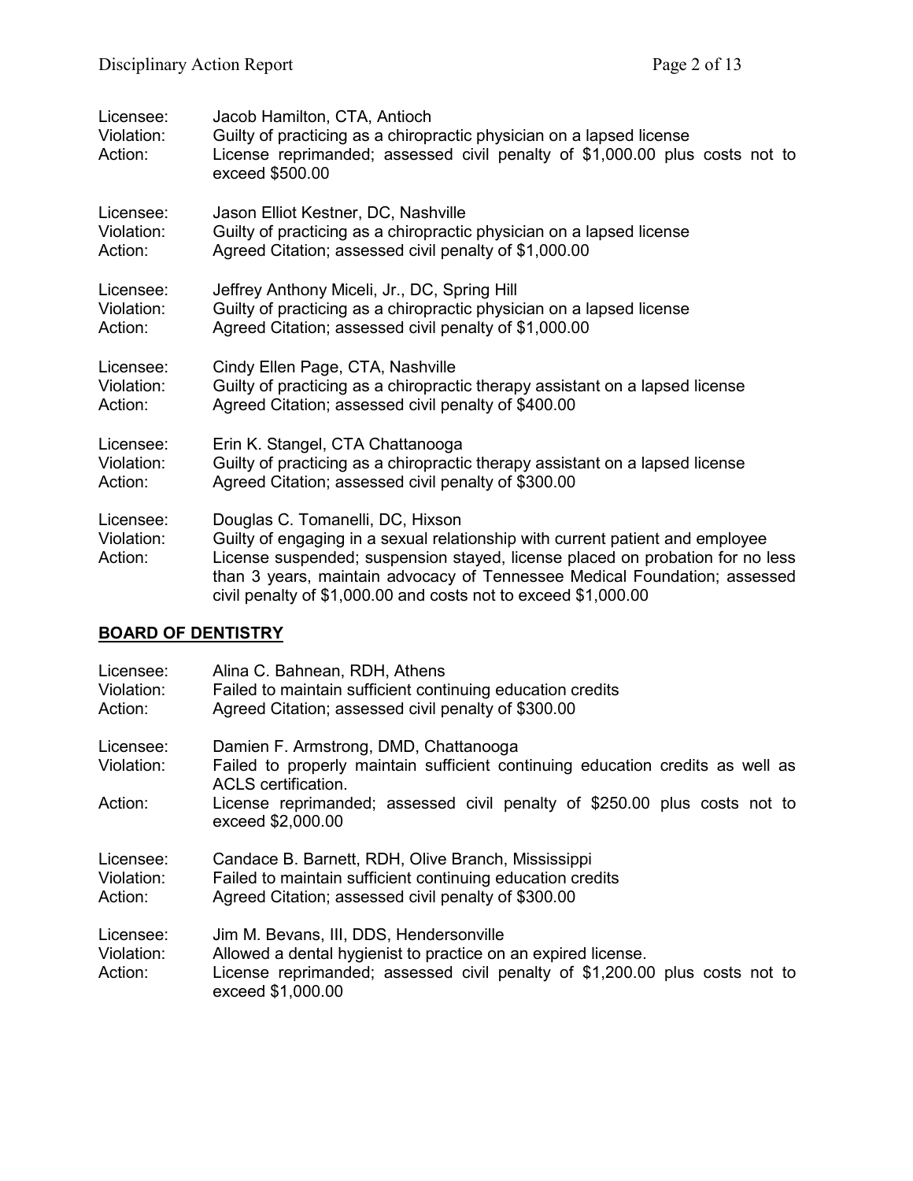Licensee: Jacob Hamilton, CTA, Antioch
Violation: Guilty of practicing as a chiropractic physician on a lapsed license
Action: License reprimanded; assessed civil penalty of $1,000.00 plus costs not to exceed $500.00

Licensee: Jason Elliot Kestner, DC, Nashville
Violation: Guilty of practicing as a chiropractic physician on a lapsed license
Action: Agreed Citation; assessed civil penalty of $1,000.00

Licensee: Jeffrey Anthony Miceli, Jr., DC, Spring Hill
Violation: Guilty of practicing as a chiropractic physician on a lapsed license
Action: Agreed Citation; assessed civil penalty of $1,000.00

Licensee: Cindy Ellen Page, CTA, Nashville
Violation: Guilty of practicing as a chiropractic therapy assistant on a lapsed license
Action: Agreed Citation; assessed civil penalty of $400.00

Licensee: Erin K. Stangel, CTA Chattanooga
Violation: Guilty of practicing as a chiropractic therapy assistant on a lapsed license
Action: Agreed Citation; assessed civil penalty of $300.00

Licensee: Douglas C. Tomanelli, DC, Hixson
Violation: Guilty of engaging in a sexual relationship with current patient and employee
Action: License suspended; suspension stayed, license placed on probation for no less than 3 years, maintain advocacy of Tennessee Medical Foundation; assessed civil penalty of $1,000.00 and costs not to exceed $1,000.00

## BOARD OF DENTISTRY

Licensee: Alina C. Bahnean, RDH, Athens
Violation: Failed to maintain sufficient continuing education credits
Action: Agreed Citation; assessed civil penalty of $300.00

Licensee: Damien F. Armstrong, DMD, Chattanooga
Violation: Failed to properly maintain sufficient continuing education credits as well as ACLS certification.
Action: License reprimanded; assessed civil penalty of $250.00 plus costs not to exceed $2,000.00

Licensee: Candace B. Barnett, RDH, Olive Branch, Mississippi
Violation: Failed to maintain sufficient continuing education credits
Action: Agreed Citation; assessed civil penalty of $300.00

Licensee: Jim M. Bevans, III, DDS, Hendersonville
Violation: Allowed a dental hygienist to practice on an expired license.
Action: License reprimanded; assessed civil penalty of $1,200.00 plus costs not to exceed $1,000.00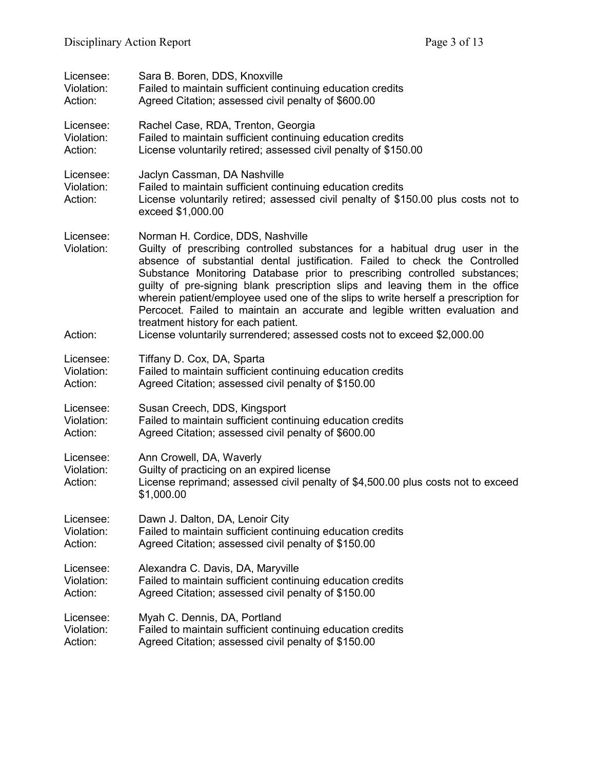Licensee: Sara B. Boren, DDS, Knoxville
Violation: Failed to maintain sufficient continuing education credits
Action: Agreed Citation; assessed civil penalty of $600.00

Licensee: Rachel Case, RDA, Trenton, Georgia
Violation: Failed to maintain sufficient continuing education credits
Action: License voluntarily retired; assessed civil penalty of $150.00

Licensee: Jaclyn Cassman, DA Nashville
Violation: Failed to maintain sufficient continuing education credits
Action: License voluntarily retired; assessed civil penalty of $150.00 plus costs not to exceed $1,000.00

Licensee: Norman H. Cordice, DDS, Nashville
Violation: Guilty of prescribing controlled substances for a habitual drug user in the absence of substantial dental justification. Failed to check the Controlled Substance Monitoring Database prior to prescribing controlled substances; guilty of pre-signing blank prescription slips and leaving them in the office wherein patient/employee used one of the slips to write herself a prescription for Percocet. Failed to maintain an accurate and legible written evaluation and treatment history for each patient.
Action: License voluntarily surrendered; assessed costs not to exceed $2,000.00

Licensee: Tiffany D. Cox, DA, Sparta
Violation: Failed to maintain sufficient continuing education credits
Action: Agreed Citation; assessed civil penalty of $150.00

Licensee: Susan Creech, DDS, Kingsport
Violation: Failed to maintain sufficient continuing education credits
Action: Agreed Citation; assessed civil penalty of $600.00

Licensee: Ann Crowell, DA, Waverly
Violation: Guilty of practicing on an expired license
Action: License reprimand; assessed civil penalty of $4,500.00 plus costs not to exceed $1,000.00

Licensee: Dawn J. Dalton, DA, Lenoir City
Violation: Failed to maintain sufficient continuing education credits
Action: Agreed Citation; assessed civil penalty of $150.00

Licensee: Alexandra C. Davis, DA, Maryville
Violation: Failed to maintain sufficient continuing education credits
Action: Agreed Citation; assessed civil penalty of $150.00

Licensee: Myah C. Dennis, DA, Portland
Violation: Failed to maintain sufficient continuing education credits
Action: Agreed Citation; assessed civil penalty of $150.00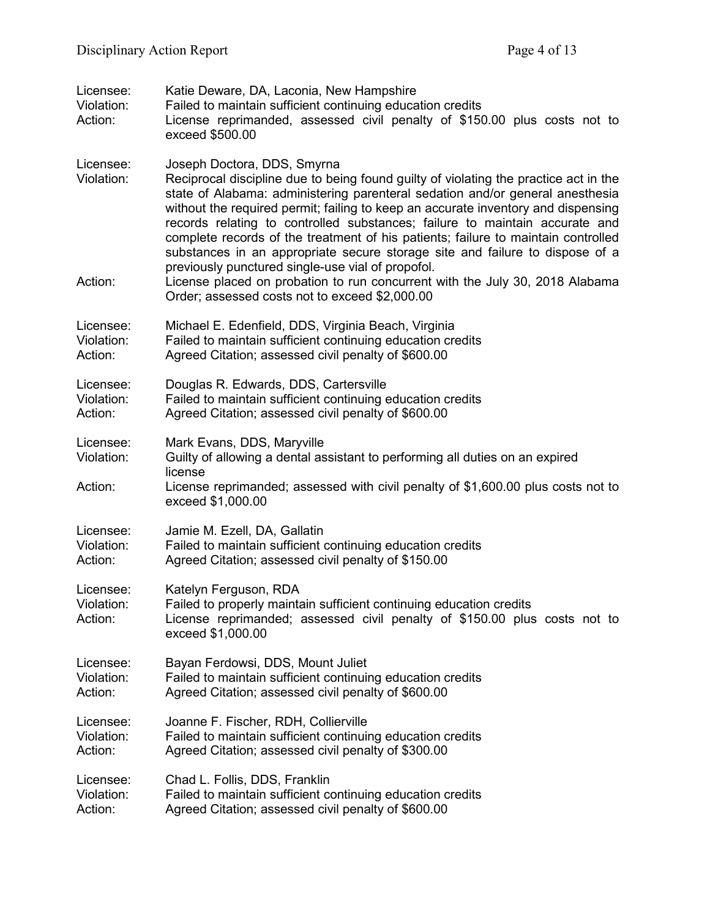Licensee: Katie Deware, DA, Laconia, New Hampshire
Violation: Failed to maintain sufficient continuing education credits
Action: License reprimanded, assessed civil penalty of $150.00 plus costs not to exceed $500.00

Licensee: Joseph Doctora, DDS, Smyrna
Violation: Reciprocal discipline due to being found guilty of violating the practice act in the state of Alabama: administering parenteral sedation and/or general anesthesia without the required permit; failing to keep an accurate inventory and dispensing records relating to controlled substances; failure to maintain accurate and complete records of the treatment of his patients; failure to maintain controlled substances in an appropriate secure storage site and failure to dispose of a previously punctured single-use vial of propofol.
Action: License placed on probation to run concurrent with the July 30, 2018 Alabama Order; assessed costs not to exceed $2,000.00

Licensee: Michael E. Edenfield, DDS, Virginia Beach, Virginia
Violation: Failed to maintain sufficient continuing education credits
Action: Agreed Citation; assessed civil penalty of $600.00

Licensee: Douglas R. Edwards, DDS, Cartersville
Violation: Failed to maintain sufficient continuing education credits
Action: Agreed Citation; assessed civil penalty of $600.00

Licensee: Mark Evans, DDS, Maryville
Violation: Guilty of allowing a dental assistant to performing all duties on an expired license
Action: License reprimanded; assessed with civil penalty of $1,600.00 plus costs not to exceed $1,000.00

Licensee: Jamie M. Ezell, DA, Gallatin
Violation: Failed to maintain sufficient continuing education credits
Action: Agreed Citation; assessed civil penalty of $150.00

Licensee: Katelyn Ferguson, RDA
Violation: Failed to properly maintain sufficient continuing education credits
Action: License reprimanded; assessed civil penalty of $150.00 plus costs not to exceed $1,000.00

Licensee: Bayan Ferdowsi, DDS, Mount Juliet
Violation: Failed to maintain sufficient continuing education credits
Action: Agreed Citation; assessed civil penalty of $600.00

Licensee: Joanne F. Fischer, RDH, Collierville
Violation: Failed to maintain sufficient continuing education credits
Action: Agreed Citation; assessed civil penalty of $300.00

Licensee: Chad L. Follis, DDS, Franklin
Violation: Failed to maintain sufficient continuing education credits
Action: Agreed Citation; assessed civil penalty of $600.00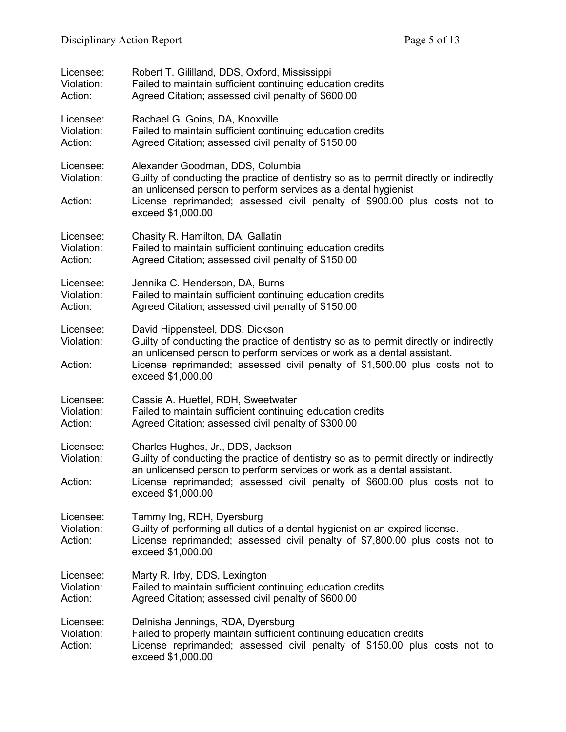Licensee: Robert T. Gililland, DDS, Oxford, Mississippi
Violation: Failed to maintain sufficient continuing education credits
Action: Agreed Citation; assessed civil penalty of $600.00

Licensee: Rachael G. Goins, DA, Knoxville
Violation: Failed to maintain sufficient continuing education credits
Action: Agreed Citation; assessed civil penalty of $150.00

Licensee: Alexander Goodman, DDS, Columbia
Violation: Guilty of conducting the practice of dentistry so as to permit directly or indirectly an unlicensed person to perform services as a dental hygienist
Action: License reprimanded; assessed civil penalty of $900.00 plus costs not to exceed $1,000.00

Licensee: Chasity R. Hamilton, DA, Gallatin
Violation: Failed to maintain sufficient continuing education credits
Action: Agreed Citation; assessed civil penalty of $150.00

Licensee: Jennika C. Henderson, DA, Burns
Violation: Failed to maintain sufficient continuing education credits
Action: Agreed Citation; assessed civil penalty of $150.00

Licensee: David Hippensteel, DDS, Dickson
Violation: Guilty of conducting the practice of dentistry so as to permit directly or indirectly an unlicensed person to perform services or work as a dental assistant.
Action: License reprimanded; assessed civil penalty of $1,500.00 plus costs not to exceed $1,000.00

Licensee: Cassie A. Huettel, RDH, Sweetwater
Violation: Failed to maintain sufficient continuing education credits
Action: Agreed Citation; assessed civil penalty of $300.00

Licensee: Charles Hughes, Jr., DDS, Jackson
Violation: Guilty of conducting the practice of dentistry so as to permit directly or indirectly an unlicensed person to perform services or work as a dental assistant.
Action: License reprimanded; assessed civil penalty of $600.00 plus costs not to exceed $1,000.00

Licensee: Tammy Ing, RDH, Dyersburg
Violation: Guilty of performing all duties of a dental hygienist on an expired license.
Action: License reprimanded; assessed civil penalty of $7,800.00 plus costs not to exceed $1,000.00

Licensee: Marty R. Irby, DDS, Lexington
Violation: Failed to maintain sufficient continuing education credits
Action: Agreed Citation; assessed civil penalty of $600.00

Licensee: Delnisha Jennings, RDA, Dyersburg
Violation: Failed to properly maintain sufficient continuing education credits
Action: License reprimanded; assessed civil penalty of $150.00 plus costs not to exceed $1,000.00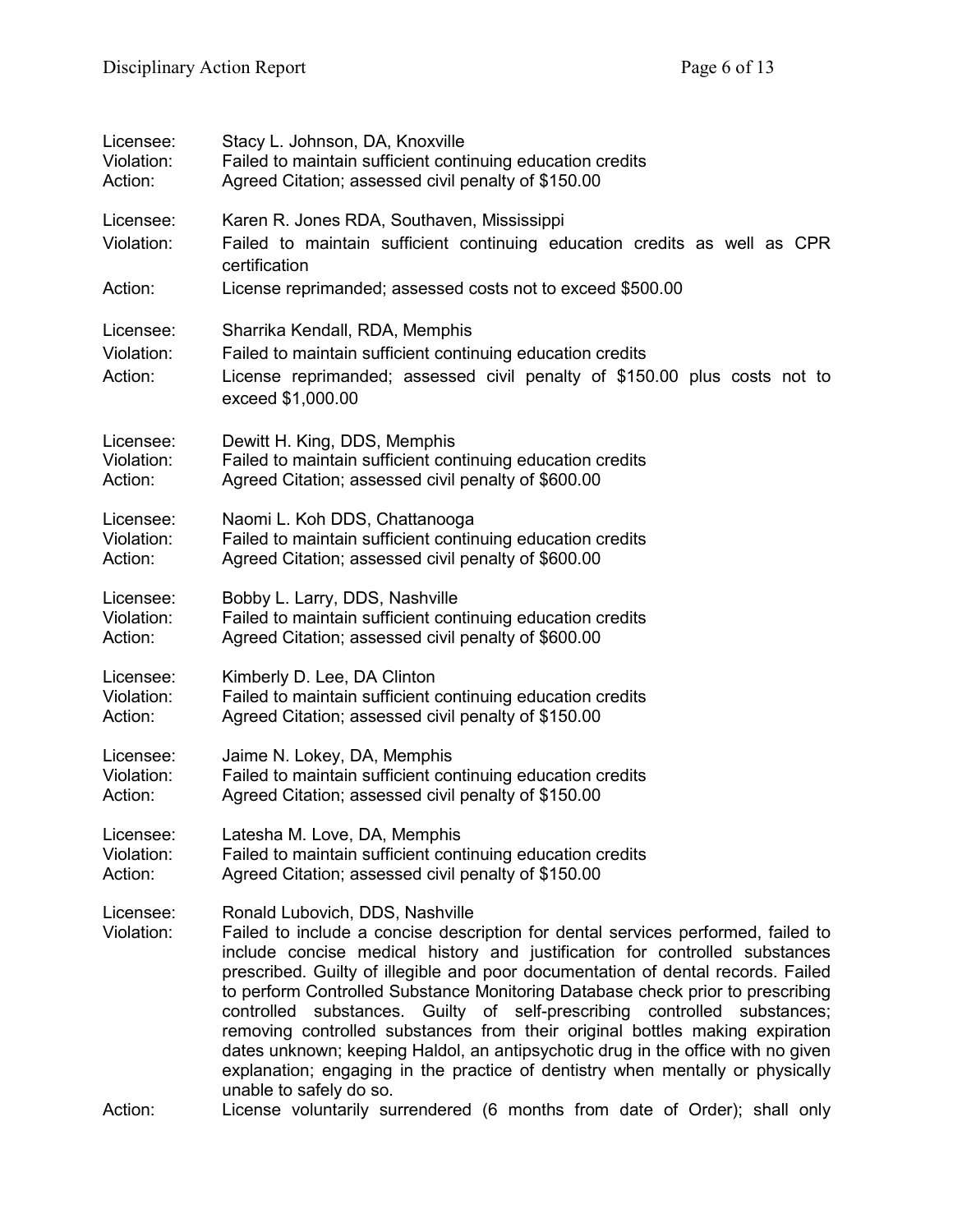Licensee: Stacy L. Johnson, DA, Knoxville
Violation: Failed to maintain sufficient continuing education credits
Action: Agreed Citation; assessed civil penalty of $150.00

Licensee: Karen R. Jones RDA, Southaven, Mississippi
Violation: Failed to maintain sufficient continuing education credits as well as CPR certification
Action: License reprimanded; assessed costs not to exceed $500.00

Licensee: Sharrika Kendall, RDA, Memphis
Violation: Failed to maintain sufficient continuing education credits
Action: License reprimanded; assessed civil penalty of $150.00 plus costs not to exceed $1,000.00

Licensee: Dewitt H. King, DDS, Memphis
Violation: Failed to maintain sufficient continuing education credits
Action: Agreed Citation; assessed civil penalty of $600.00

Licensee: Naomi L. Koh DDS, Chattanooga
Violation: Failed to maintain sufficient continuing education credits
Action: Agreed Citation; assessed civil penalty of $600.00

Licensee: Bobby L. Larry, DDS, Nashville
Violation: Failed to maintain sufficient continuing education credits
Action: Agreed Citation; assessed civil penalty of $600.00

Licensee: Kimberly D. Lee, DA Clinton
Violation: Failed to maintain sufficient continuing education credits
Action: Agreed Citation; assessed civil penalty of $150.00

Licensee: Jaime N. Lokey, DA, Memphis
Violation: Failed to maintain sufficient continuing education credits
Action: Agreed Citation; assessed civil penalty of $150.00

Licensee: Latesha M. Love, DA, Memphis
Violation: Failed to maintain sufficient continuing education credits
Action: Agreed Citation; assessed civil penalty of $150.00

Licensee: Ronald Lubovich, DDS, Nashville
Violation: Failed to include a concise description for dental services performed, failed to include concise medical history and justification for controlled substances prescribed. Guilty of illegible and poor documentation of dental records. Failed to perform Controlled Substance Monitoring Database check prior to prescribing controlled substances. Guilty of self-prescribing controlled substances; removing controlled substances from their original bottles making expiration dates unknown; keeping Haldol, an antipsychotic drug in the office with no given explanation; engaging in the practice of dentistry when mentally or physically unable to safely do so.
Action: License voluntarily surrendered (6 months from date of Order); shall only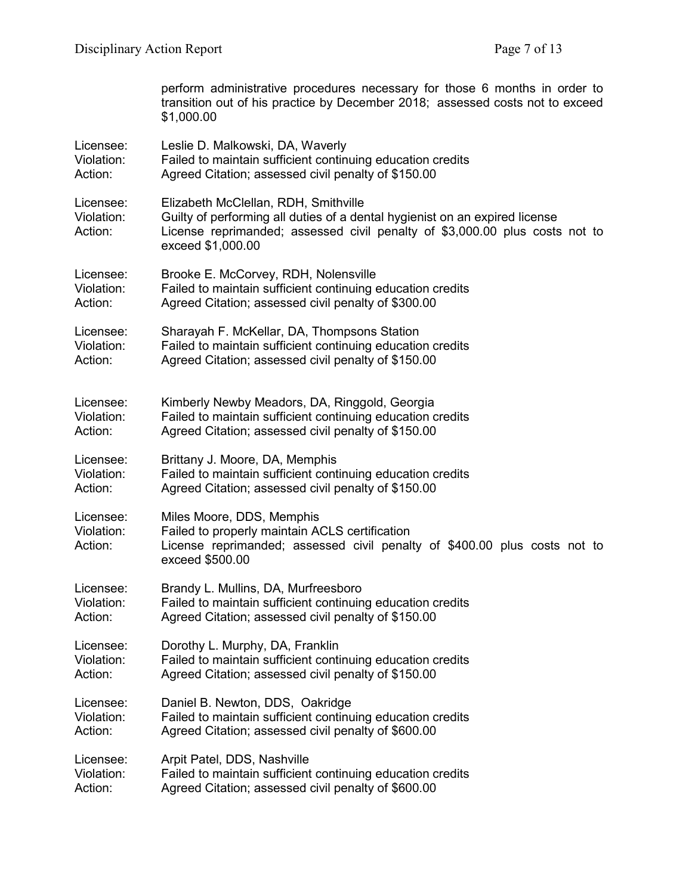perform administrative procedures necessary for those 6 months in order to transition out of his practice by December 2018; assessed costs not to exceed $1,000.00

Licensee: Leslie D. Malkowski, DA, Waverly
Violation: Failed to maintain sufficient continuing education credits
Action: Agreed Citation; assessed civil penalty of $150.00

Licensee: Elizabeth McClellan, RDH, Smithville
Violation: Guilty of performing all duties of a dental hygienist on an expired license
Action: License reprimanded; assessed civil penalty of $3,000.00 plus costs not to exceed $1,000.00

Licensee: Brooke E. McCorvey, RDH, Nolensville
Violation: Failed to maintain sufficient continuing education credits
Action: Agreed Citation; assessed civil penalty of $300.00

Licensee: Sharayah F. McKellar, DA, Thompsons Station
Violation: Failed to maintain sufficient continuing education credits
Action: Agreed Citation; assessed civil penalty of $150.00

Licensee: Kimberly Newby Meadors, DA, Ringgold, Georgia
Violation: Failed to maintain sufficient continuing education credits
Action: Agreed Citation; assessed civil penalty of $150.00

Licensee: Brittany J. Moore, DA, Memphis
Violation: Failed to maintain sufficient continuing education credits
Action: Agreed Citation; assessed civil penalty of $150.00

Licensee: Miles Moore, DDS, Memphis
Violation: Failed to properly maintain ACLS certification
Action: License reprimanded; assessed civil penalty of $400.00 plus costs not to exceed $500.00

Licensee: Brandy L. Mullins, DA, Murfreesboro
Violation: Failed to maintain sufficient continuing education credits
Action: Agreed Citation; assessed civil penalty of $150.00

Licensee: Dorothy L. Murphy, DA, Franklin
Violation: Failed to maintain sufficient continuing education credits
Action: Agreed Citation; assessed civil penalty of $150.00

Licensee: Daniel B. Newton, DDS, Oakridge
Violation: Failed to maintain sufficient continuing education credits
Action: Agreed Citation; assessed civil penalty of $600.00

Licensee: Arpit Patel, DDS, Nashville
Violation: Failed to maintain sufficient continuing education credits
Action: Agreed Citation; assessed civil penalty of $600.00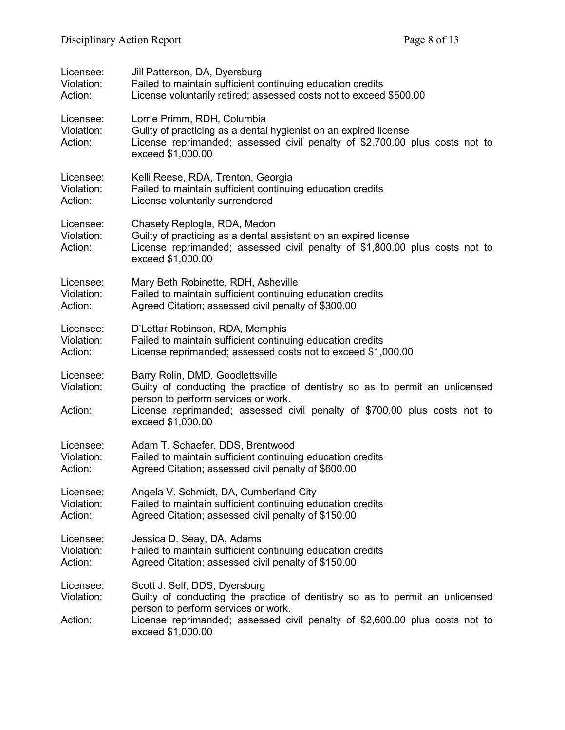Licensee: Jill Patterson, DA, Dyersburg
Violation: Failed to maintain sufficient continuing education credits
Action: License voluntarily retired; assessed costs not to exceed $500.00

Licensee: Lorrie Primm, RDH, Columbia
Violation: Guilty of practicing as a dental hygienist on an expired license
Action: License reprimanded; assessed civil penalty of $2,700.00 plus costs not to exceed $1,000.00

Licensee: Kelli Reese, RDA, Trenton, Georgia
Violation: Failed to maintain sufficient continuing education credits
Action: License voluntarily surrendered

Licensee: Chasety Replogle, RDA, Medon
Violation: Guilty of practicing as a dental assistant on an expired license
Action: License reprimanded; assessed civil penalty of $1,800.00 plus costs not to exceed $1,000.00

Licensee: Mary Beth Robinette, RDH, Asheville
Violation: Failed to maintain sufficient continuing education credits
Action: Agreed Citation; assessed civil penalty of $300.00

Licensee: D'Lettar Robinson, RDA, Memphis
Violation: Failed to maintain sufficient continuing education credits
Action: License reprimanded; assessed costs not to exceed $1,000.00

Licensee: Barry Rolin, DMD, Goodlettsville
Violation: Guilty of conducting the practice of dentistry so as to permit an unlicensed person to perform services or work.
Action: License reprimanded; assessed civil penalty of $700.00 plus costs not to exceed $1,000.00

Licensee: Adam T. Schaefer, DDS, Brentwood
Violation: Failed to maintain sufficient continuing education credits
Action: Agreed Citation; assessed civil penalty of $600.00

Licensee: Angela V. Schmidt, DA, Cumberland City
Violation: Failed to maintain sufficient continuing education credits
Action: Agreed Citation; assessed civil penalty of $150.00

Licensee: Jessica D. Seay, DA, Adams
Violation: Failed to maintain sufficient continuing education credits
Action: Agreed Citation; assessed civil penalty of $150.00

Licensee: Scott J. Self, DDS, Dyersburg
Violation: Guilty of conducting the practice of dentistry so as to permit an unlicensed person to perform services or work.
Action: License reprimanded; assessed civil penalty of $2,600.00 plus costs not to exceed $1,000.00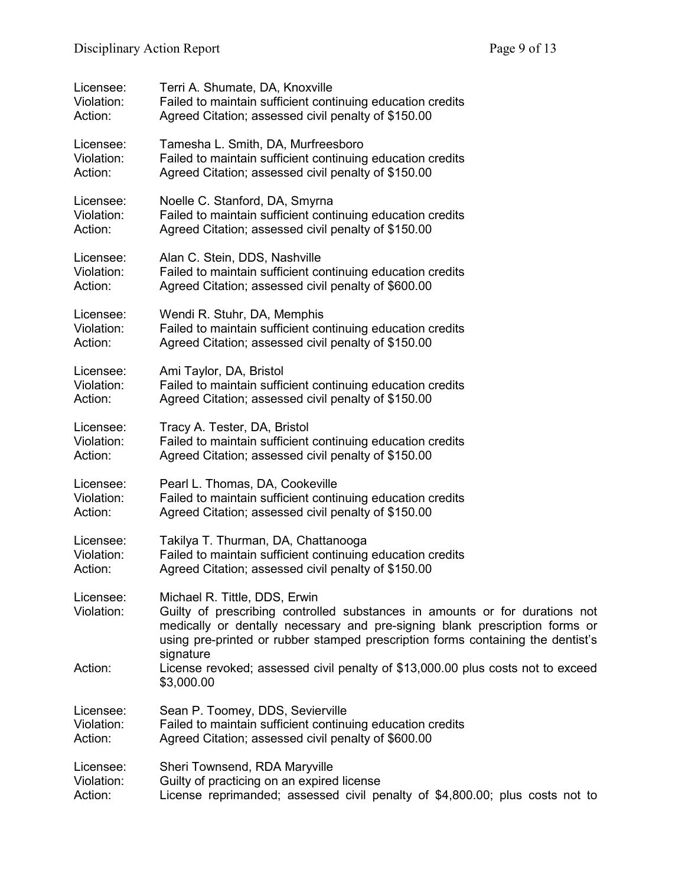Licensee: Terri A. Shumate, DA, Knoxville
Violation: Failed to maintain sufficient continuing education credits
Action: Agreed Citation; assessed civil penalty of $150.00

Licensee: Tamesha L. Smith, DA, Murfreesboro
Violation: Failed to maintain sufficient continuing education credits
Action: Agreed Citation; assessed civil penalty of $150.00

Licensee: Noelle C. Stanford, DA, Smyrna
Violation: Failed to maintain sufficient continuing education credits
Action: Agreed Citation; assessed civil penalty of $150.00

Licensee: Alan C. Stein, DDS, Nashville
Violation: Failed to maintain sufficient continuing education credits
Action: Agreed Citation; assessed civil penalty of $600.00

Licensee: Wendi R. Stuhr, DA, Memphis
Violation: Failed to maintain sufficient continuing education credits
Action: Agreed Citation; assessed civil penalty of $150.00

Licensee: Ami Taylor, DA, Bristol
Violation: Failed to maintain sufficient continuing education credits
Action: Agreed Citation; assessed civil penalty of $150.00

Licensee: Tracy A. Tester, DA, Bristol
Violation: Failed to maintain sufficient continuing education credits
Action: Agreed Citation; assessed civil penalty of $150.00

Licensee: Pearl L. Thomas, DA, Cookeville
Violation: Failed to maintain sufficient continuing education credits
Action: Agreed Citation; assessed civil penalty of $150.00

Licensee: Takilya T. Thurman, DA, Chattanooga
Violation: Failed to maintain sufficient continuing education credits
Action: Agreed Citation; assessed civil penalty of $150.00

Licensee: Michael R. Tittle, DDS, Erwin
Violation: Guilty of prescribing controlled substances in amounts or for durations not medically or dentally necessary and pre-signing blank prescription forms or using pre-printed or rubber stamped prescription forms containing the dentist's signature
Action: License revoked; assessed civil penalty of $13,000.00 plus costs not to exceed $3,000.00

Licensee: Sean P. Toomey, DDS, Sevierville
Violation: Failed to maintain sufficient continuing education credits
Action: Agreed Citation; assessed civil penalty of $600.00

Licensee: Sheri Townsend, RDA Maryville
Violation: Guilty of practicing on an expired license
Action: License reprimanded; assessed civil penalty of $4,800.00; plus costs not to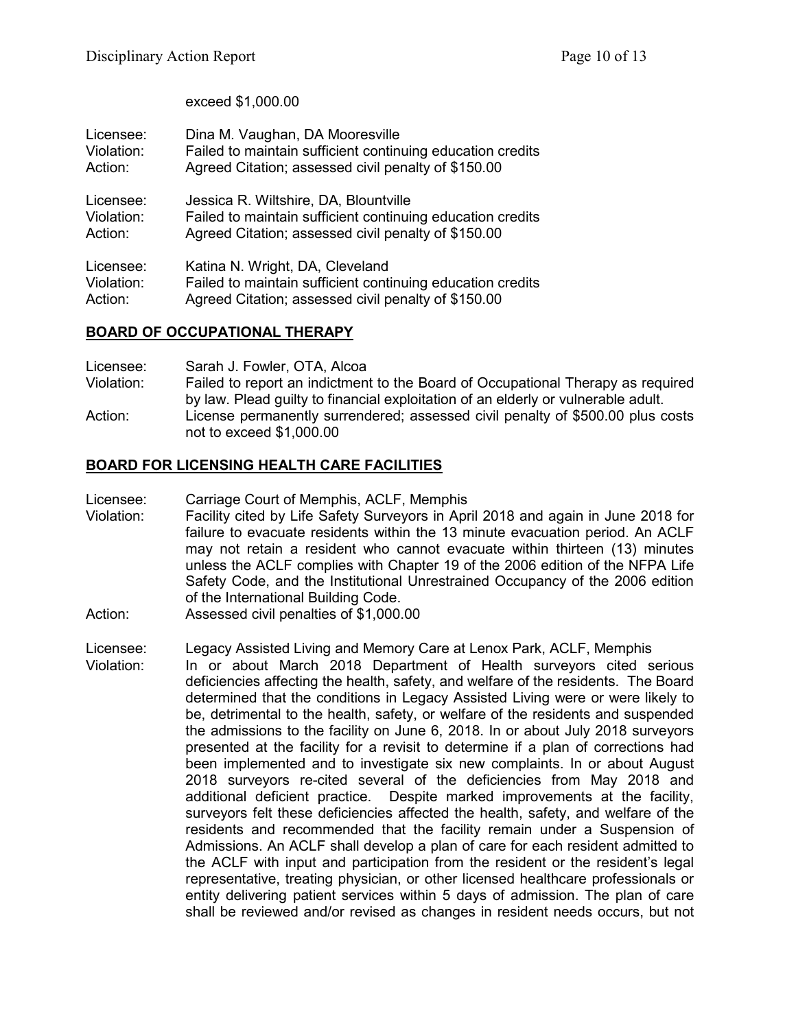exceed $1,000.00

Licensee: Dina M. Vaughan, DA Mooresville
Violation: Failed to maintain sufficient continuing education credits
Action: Agreed Citation; assessed civil penalty of $150.00

Licensee: Jessica R. Wiltshire, DA, Blountville
Violation: Failed to maintain sufficient continuing education credits
Action: Agreed Citation; assessed civil penalty of $150.00

Licensee: Katina N. Wright, DA, Cleveland
Violation: Failed to maintain sufficient continuing education credits
Action: Agreed Citation; assessed civil penalty of $150.00

## BOARD OF OCCUPATIONAL THERAPY

Licensee: Sarah J. Fowler, OTA, Alcoa
Violation: Failed to report an indictment to the Board of Occupational Therapy as required by law. Plead guilty to financial exploitation of an elderly or vulnerable adult.
Action: License permanently surrendered; assessed civil penalty of $500.00 plus costs not to exceed $1,000.00

## BOARD FOR LICENSING HEALTH CARE FACILITIES

Licensee: Carriage Court of Memphis, ACLF, Memphis
Violation: Facility cited by Life Safety Surveyors in April 2018 and again in June 2018 for failure to evacuate residents within the 13 minute evacuation period. An ACLF may not retain a resident who cannot evacuate within thirteen (13) minutes unless the ACLF complies with Chapter 19 of the 2006 edition of the NFPA Life Safety Code, and the Institutional Unrestrained Occupancy of the 2006 edition of the International Building Code.
Action: Assessed civil penalties of $1,000.00

Licensee: Legacy Assisted Living and Memory Care at Lenox Park, ACLF, Memphis
Violation: In or about March 2018 Department of Health surveyors cited serious deficiencies affecting the health, safety, and welfare of the residents. The Board determined that the conditions in Legacy Assisted Living were or were likely to be, detrimental to the health, safety, or welfare of the residents and suspended the admissions to the facility on June 6, 2018. In or about July 2018 surveyors presented at the facility for a revisit to determine if a plan of corrections had been implemented and to investigate six new complaints. In or about August 2018 surveyors re-cited several of the deficiencies from May 2018 and additional deficient practice. Despite marked improvements at the facility, surveyors felt these deficiencies affected the health, safety, and welfare of the residents and recommended that the facility remain under a Suspension of Admissions. An ACLF shall develop a plan of care for each resident admitted to the ACLF with input and participation from the resident or the resident's legal representative, treating physician, or other licensed healthcare professionals or entity delivering patient services within 5 days of admission. The plan of care shall be reviewed and/or revised as changes in resident needs occurs, but not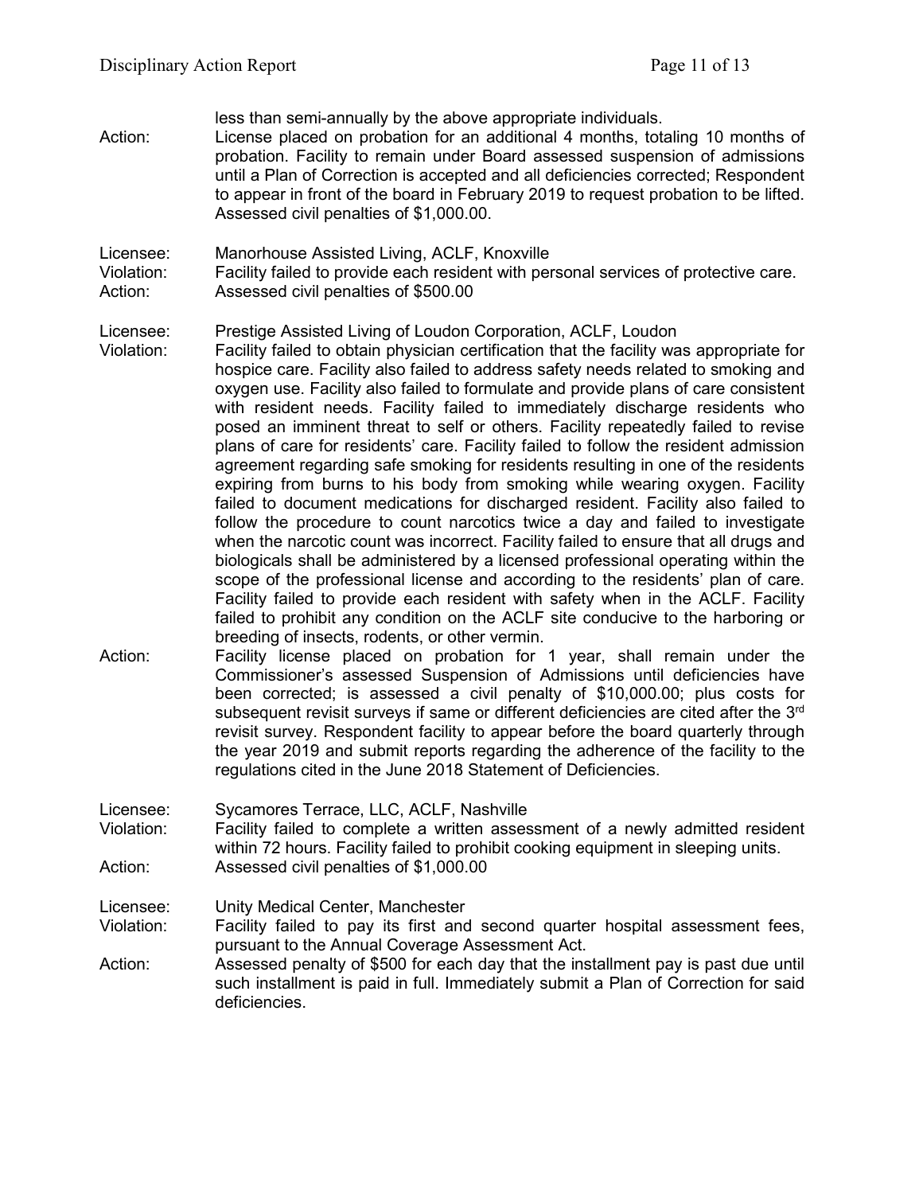less than semi-annually by the above appropriate individuals.

Action: License placed on probation for an additional 4 months, totaling 10 months of probation. Facility to remain under Board assessed suspension of admissions until a Plan of Correction is accepted and all deficiencies corrected; Respondent to appear in front of the board in February 2019 to request probation to be lifted. Assessed civil penalties of $1,000.00.

Licensee: Manorhouse Assisted Living, ACLF, Knoxville
Violation: Facility failed to provide each resident with personal services of protective care.
Action: Assessed civil penalties of $500.00

Licensee: Prestige Assisted Living of Loudon Corporation, ACLF, Loudon
Violation: Facility failed to obtain physician certification that the facility was appropriate for hospice care. Facility also failed to address safety needs related to smoking and oxygen use. Facility also failed to formulate and provide plans of care consistent with resident needs. Facility failed to immediately discharge residents who posed an imminent threat to self or others. Facility repeatedly failed to revise plans of care for residents' care. Facility failed to follow the resident admission agreement regarding safe smoking for residents resulting in one of the residents expiring from burns to his body from smoking while wearing oxygen. Facility failed to document medications for discharged resident. Facility also failed to follow the procedure to count narcotics twice a day and failed to investigate when the narcotic count was incorrect. Facility failed to ensure that all drugs and biologicals shall be administered by a licensed professional operating within the scope of the professional license and according to the residents' plan of care. Facility failed to provide each resident with safety when in the ACLF. Facility failed to prohibit any condition on the ACLF site conducive to the harboring or breeding of insects, rodents, or other vermin.
Action: Facility license placed on probation for 1 year, shall remain under the Commissioner's assessed Suspension of Admissions until deficiencies have been corrected; is assessed a civil penalty of $10,000.00; plus costs for subsequent revisit surveys if same or different deficiencies are cited after the 3rd revisit survey. Respondent facility to appear before the board quarterly through the year 2019 and submit reports regarding the adherence of the facility to the regulations cited in the June 2018 Statement of Deficiencies.

Licensee: Sycamores Terrace, LLC, ACLF, Nashville
Violation: Facility failed to complete a written assessment of a newly admitted resident within 72 hours. Facility failed to prohibit cooking equipment in sleeping units.
Action: Assessed civil penalties of $1,000.00

Licensee: Unity Medical Center, Manchester
Violation: Facility failed to pay its first and second quarter hospital assessment fees, pursuant to the Annual Coverage Assessment Act.
Action: Assessed penalty of $500 for each day that the installment pay is past due until such installment is paid in full. Immediately submit a Plan of Correction for said deficiencies.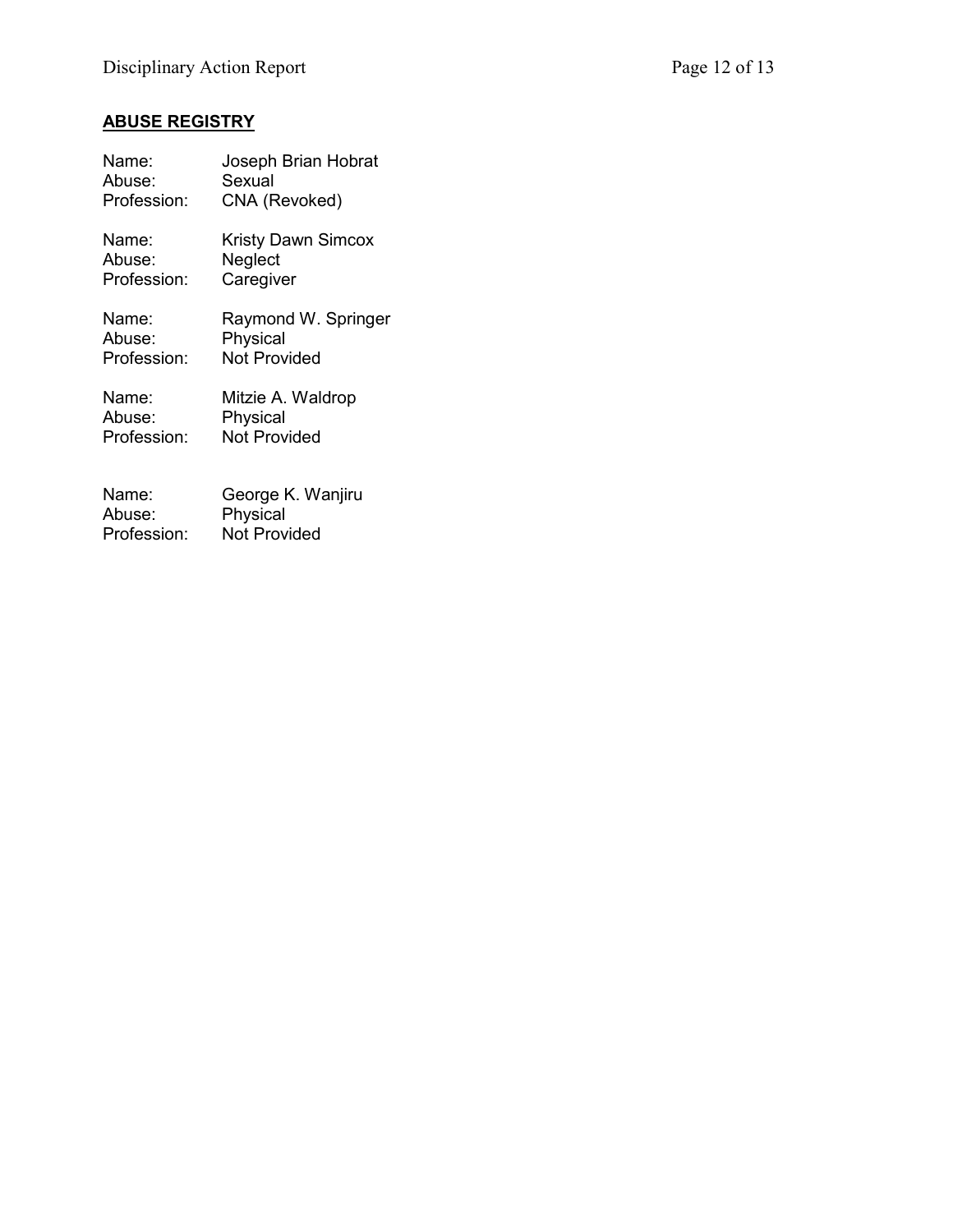## ABUSE REGISTRY

Name: Joseph Brian Hobrat
Abuse: Sexual
Profession: CNA (Revoked)

Name: Kristy Dawn Simcox
Abuse: Neglect
Profession: Caregiver

Name: Raymond W. Springer
Abuse: Physical
Profession: Not Provided

Name: Mitzie A. Waldrop
Abuse: Physical
Profession: Not Provided

Name: George K. Wanjiru
Abuse: Physical
Profession: Not Provided